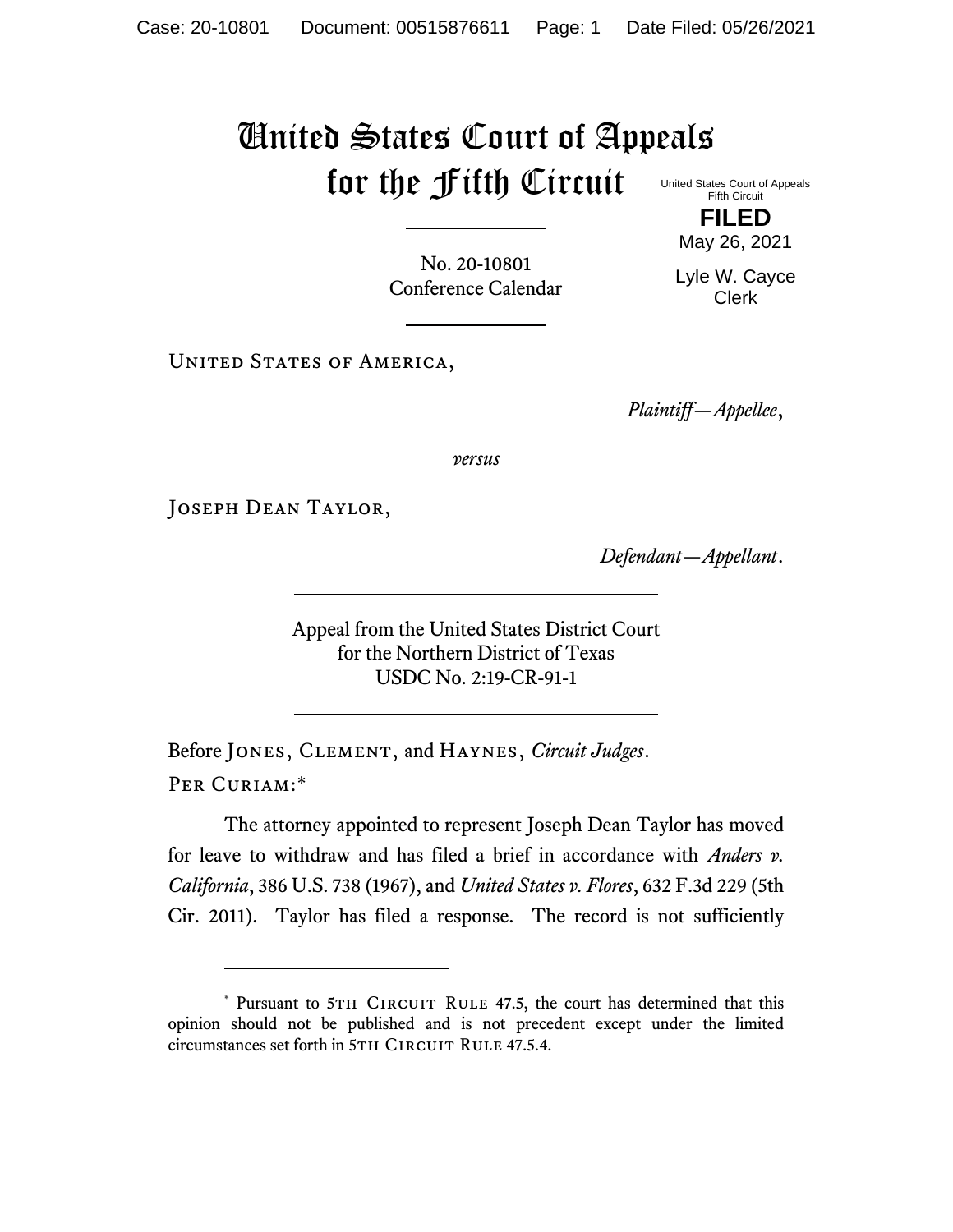# United States Court of Appeals for the Fifth Circuit

United States Court of Appeals
Fifth Circuit

**FILED**

May 26, 2021

Lyle W. Cayce
Clerk

No. 20-10801
Conference Calendar

United States of America,

*Plaintiff—Appellee*,

*versus*

Joseph Dean Taylor,

*Defendant—Appellant*.

Appeal from the United States District Court
for the Northern District of Texas
USDC No. 2:19-CR-91-1

Before Jones, Clement, and Haynes, *Circuit Judges*.

Per Curiam:*

The attorney appointed to represent Joseph Dean Taylor has moved for leave to withdraw and has filed a brief in accordance with *Anders v. California*, 386 U.S. 738 (1967), and *United States v. Flores*, 632 F.3d 229 (5th Cir. 2011). Taylor has filed a response. The record is not sufficiently

---

\* Pursuant to 5th Circuit Rule 47.5, the court has determined that this opinion should not be published and is not precedent except under the limited circumstances set forth in 5th Circuit Rule 47.5.4.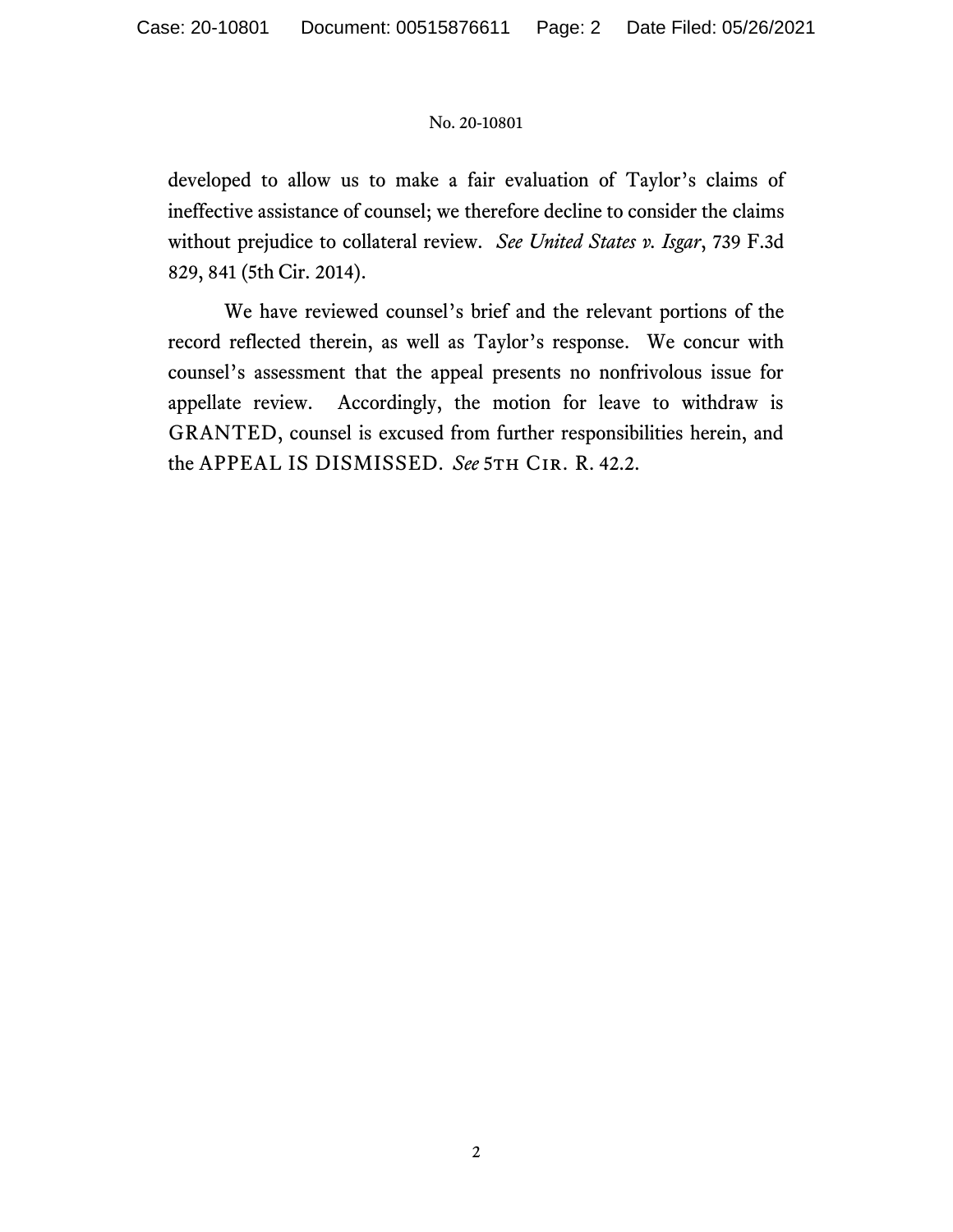developed to allow us to make a fair evaluation of Taylor's claims of ineffective assistance of counsel; we therefore decline to consider the claims without prejudice to collateral review. *See United States v. Isgar*, 739 F.3d 829, 841 (5th Cir. 2014).

We have reviewed counsel's brief and the relevant portions of the record reflected therein, as well as Taylor's response. We concur with counsel's assessment that the appeal presents no nonfrivolous issue for appellate review. Accordingly, the motion for leave to withdraw is GRANTED, counsel is excused from further responsibilities herein, and the APPEAL IS DISMISSED. *See* 5TH CIR. R. 42.2.